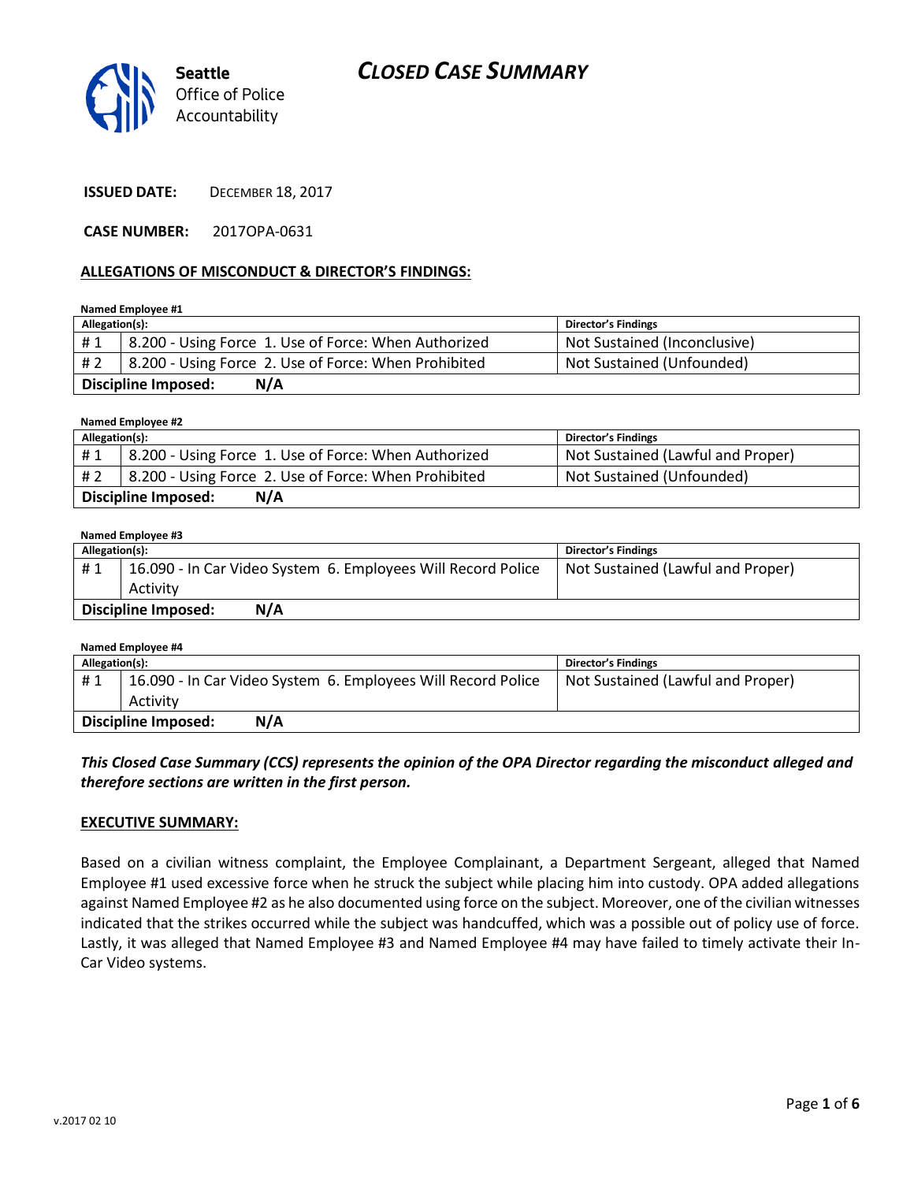Seattle Office of Police Accountability

# CLOSED CASE SUMMARY

**ISSUED DATE:** DECEMBER 18, 2017

**CASE NUMBER:** 2017OPA-0631

## ALLEGATIONS OF MISCONDUCT & DIRECTOR'S FINDINGS:

**Named Employee #1**

| Allegation(s): | | Director's Findings |
|---|---|---|
| # 1 | 8.200 - Using Force 1. Use of Force: When Authorized | Not Sustained (Inconclusive) |
| # 2 | 8.200 - Using Force 2. Use of Force: When Prohibited | Not Sustained (Unfounded) |
| **Discipline Imposed:** | **N/A** | |

**Named Employee #2**

| Allegation(s): | | Director's Findings |
|---|---|---|
| # 1 | 8.200 - Using Force 1. Use of Force: When Authorized | Not Sustained (Lawful and Proper) |
| # 2 | 8.200 - Using Force 2. Use of Force: When Prohibited | Not Sustained (Unfounded) |
| **Discipline Imposed:** | **N/A** | |

**Named Employee #3**

| Allegation(s): | | Director's Findings |
|---|---|---|
| # 1 | 16.090 - In Car Video System 6. Employees Will Record Police Activity | Not Sustained (Lawful and Proper) |
| **Discipline Imposed:** | **N/A** | |

**Named Employee #4**

| Allegation(s): | | Director's Findings |
|---|---|---|
| # 1 | 16.090 - In Car Video System 6. Employees Will Record Police Activity | Not Sustained (Lawful and Proper) |
| **Discipline Imposed:** | **N/A** | |

***This Closed Case Summary (CCS) represents the opinion of the OPA Director regarding the misconduct alleged and therefore sections are written in the first person.***

## EXECUTIVE SUMMARY:

Based on a civilian witness complaint, the Employee Complainant, a Department Sergeant, alleged that Named Employee #1 used excessive force when he struck the subject while placing him into custody. OPA added allegations against Named Employee #2 as he also documented using force on the subject. Moreover, one of the civilian witnesses indicated that the strikes occurred while the subject was handcuffed, which was a possible out of policy use of force. Lastly, it was alleged that Named Employee #3 and Named Employee #4 may have failed to timely activate their In-Car Video systems.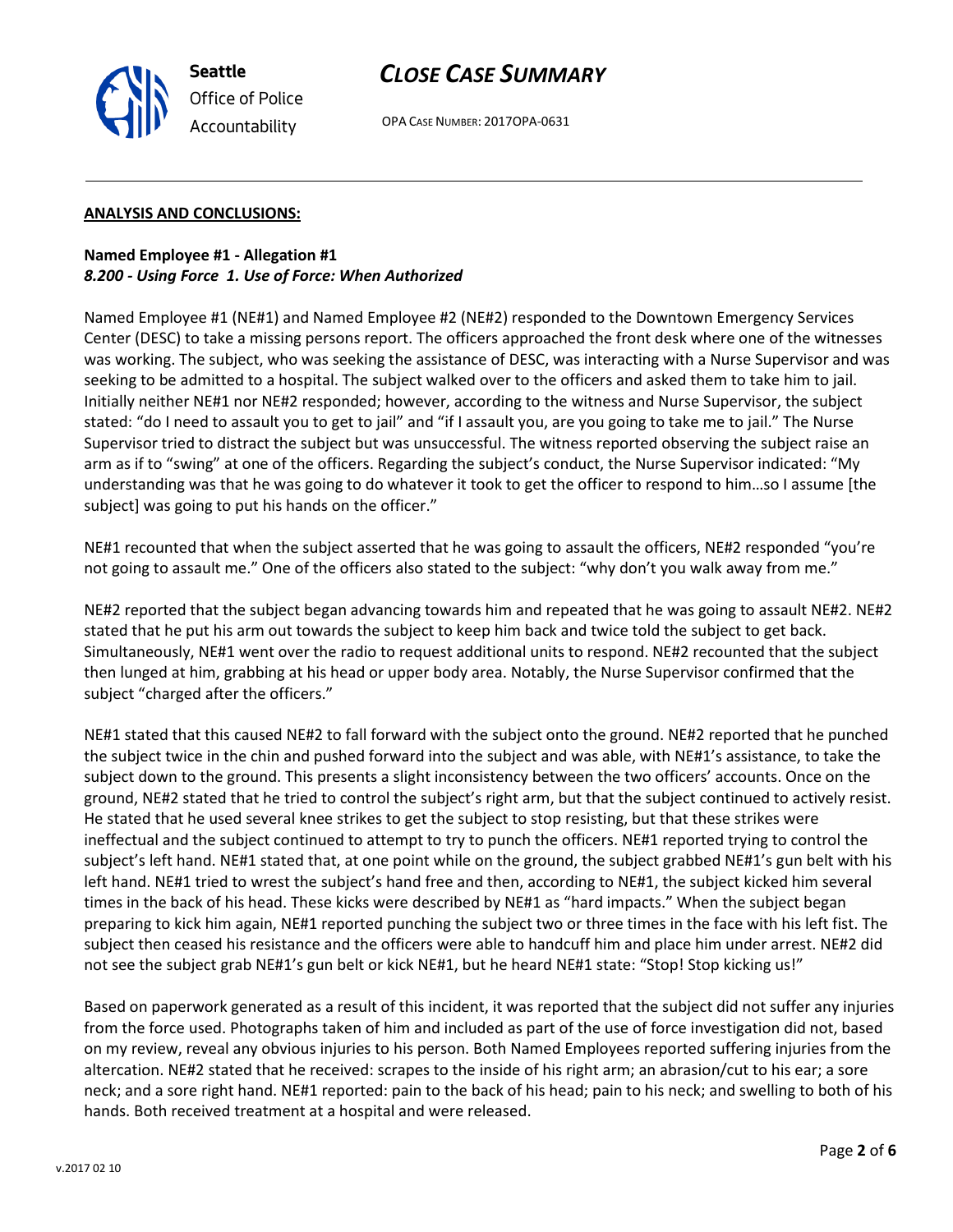## ANALYSIS AND CONCLUSIONS:

**Named Employee #1 - Allegation #1**
***8.200 - Using Force 1. Use of Force: When Authorized***

Named Employee #1 (NE#1) and Named Employee #2 (NE#2) responded to the Downtown Emergency Services Center (DESC) to take a missing persons report. The officers approached the front desk where one of the witnesses was working. The subject, who was seeking the assistance of DESC, was interacting with a Nurse Supervisor and was seeking to be admitted to a hospital. The subject walked over to the officers and asked them to take him to jail. Initially neither NE#1 nor NE#2 responded; however, according to the witness and Nurse Supervisor, the subject stated: "do I need to assault you to get to jail" and "if I assault you, are you going to take me to jail." The Nurse Supervisor tried to distract the subject but was unsuccessful. The witness reported observing the subject raise an arm as if to "swing" at one of the officers. Regarding the subject's conduct, the Nurse Supervisor indicated: "My understanding was that he was going to do whatever it took to get the officer to respond to him…so I assume [the subject] was going to put his hands on the officer."

NE#1 recounted that when the subject asserted that he was going to assault the officers, NE#2 responded "you're not going to assault me." One of the officers also stated to the subject: "why don't you walk away from me."

NE#2 reported that the subject began advancing towards him and repeated that he was going to assault NE#2. NE#2 stated that he put his arm out towards the subject to keep him back and twice told the subject to get back. Simultaneously, NE#1 went over the radio to request additional units to respond. NE#2 recounted that the subject then lunged at him, grabbing at his head or upper body area. Notably, the Nurse Supervisor confirmed that the subject "charged after the officers."

NE#1 stated that this caused NE#2 to fall forward with the subject onto the ground. NE#2 reported that he punched the subject twice in the chin and pushed forward into the subject and was able, with NE#1's assistance, to take the subject down to the ground. This presents a slight inconsistency between the two officers' accounts. Once on the ground, NE#2 stated that he tried to control the subject's right arm, but that the subject continued to actively resist. He stated that he used several knee strikes to get the subject to stop resisting, but that these strikes were ineffectual and the subject continued to attempt to try to punch the officers. NE#1 reported trying to control the subject's left hand. NE#1 stated that, at one point while on the ground, the subject grabbed NE#1's gun belt with his left hand. NE#1 tried to wrest the subject's hand free and then, according to NE#1, the subject kicked him several times in the back of his head. These kicks were described by NE#1 as "hard impacts." When the subject began preparing to kick him again, NE#1 reported punching the subject two or three times in the face with his left fist. The subject then ceased his resistance and the officers were able to handcuff him and place him under arrest. NE#2 did not see the subject grab NE#1's gun belt or kick NE#1, but he heard NE#1 state: "Stop! Stop kicking us!"

Based on paperwork generated as a result of this incident, it was reported that the subject did not suffer any injuries from the force used. Photographs taken of him and included as part of the use of force investigation did not, based on my review, reveal any obvious injuries to his person. Both Named Employees reported suffering injuries from the altercation. NE#2 stated that he received: scrapes to the inside of his right arm; an abrasion/cut to his ear; a sore neck; and a sore right hand. NE#1 reported: pain to the back of his head; pain to his neck; and swelling to both of his hands. Both received treatment at a hospital and were released.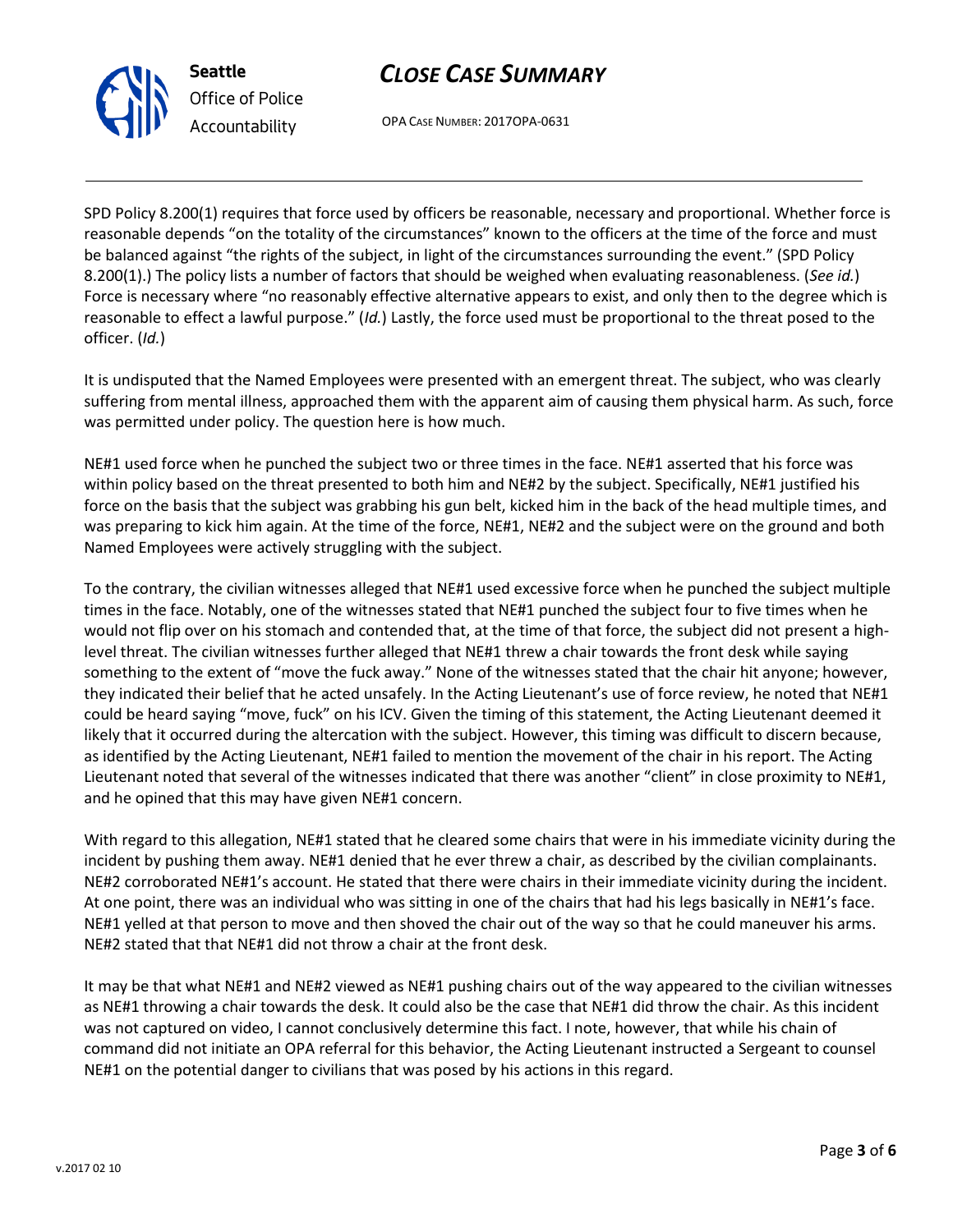SPD Policy 8.200(1) requires that force used by officers be reasonable, necessary and proportional. Whether force is reasonable depends "on the totality of the circumstances" known to the officers at the time of the force and must be balanced against "the rights of the subject, in light of the circumstances surrounding the event." (SPD Policy 8.200(1).) The policy lists a number of factors that should be weighed when evaluating reasonableness. (*See id.*) Force is necessary where "no reasonably effective alternative appears to exist, and only then to the degree which is reasonable to effect a lawful purpose." (*Id.*) Lastly, the force used must be proportional to the threat posed to the officer. (*Id.*)

It is undisputed that the Named Employees were presented with an emergent threat. The subject, who was clearly suffering from mental illness, approached them with the apparent aim of causing them physical harm. As such, force was permitted under policy. The question here is how much.

NE#1 used force when he punched the subject two or three times in the face. NE#1 asserted that his force was within policy based on the threat presented to both him and NE#2 by the subject. Specifically, NE#1 justified his force on the basis that the subject was grabbing his gun belt, kicked him in the back of the head multiple times, and was preparing to kick him again. At the time of the force, NE#1, NE#2 and the subject were on the ground and both Named Employees were actively struggling with the subject.

To the contrary, the civilian witnesses alleged that NE#1 used excessive force when he punched the subject multiple times in the face. Notably, one of the witnesses stated that NE#1 punched the subject four to five times when he would not flip over on his stomach and contended that, at the time of that force, the subject did not present a high-level threat. The civilian witnesses further alleged that NE#1 threw a chair towards the front desk while saying something to the extent of "move the fuck away." None of the witnesses stated that the chair hit anyone; however, they indicated their belief that he acted unsafely. In the Acting Lieutenant's use of force review, he noted that NE#1 could be heard saying "move, fuck" on his ICV. Given the timing of this statement, the Acting Lieutenant deemed it likely that it occurred during the altercation with the subject. However, this timing was difficult to discern because, as identified by the Acting Lieutenant, NE#1 failed to mention the movement of the chair in his report. The Acting Lieutenant noted that several of the witnesses indicated that there was another "client" in close proximity to NE#1, and he opined that this may have given NE#1 concern.

With regard to this allegation, NE#1 stated that he cleared some chairs that were in his immediate vicinity during the incident by pushing them away. NE#1 denied that he ever threw a chair, as described by the civilian complainants. NE#2 corroborated NE#1's account. He stated that there were chairs in their immediate vicinity during the incident. At one point, there was an individual who was sitting in one of the chairs that had his legs basically in NE#1's face. NE#1 yelled at that person to move and then shoved the chair out of the way so that he could maneuver his arms. NE#2 stated that that NE#1 did not throw a chair at the front desk.

It may be that what NE#1 and NE#2 viewed as NE#1 pushing chairs out of the way appeared to the civilian witnesses as NE#1 throwing a chair towards the desk. It could also be the case that NE#1 did throw the chair. As this incident was not captured on video, I cannot conclusively determine this fact. I note, however, that while his chain of command did not initiate an OPA referral for this behavior, the Acting Lieutenant instructed a Sergeant to counsel NE#1 on the potential danger to civilians that was posed by his actions in this regard.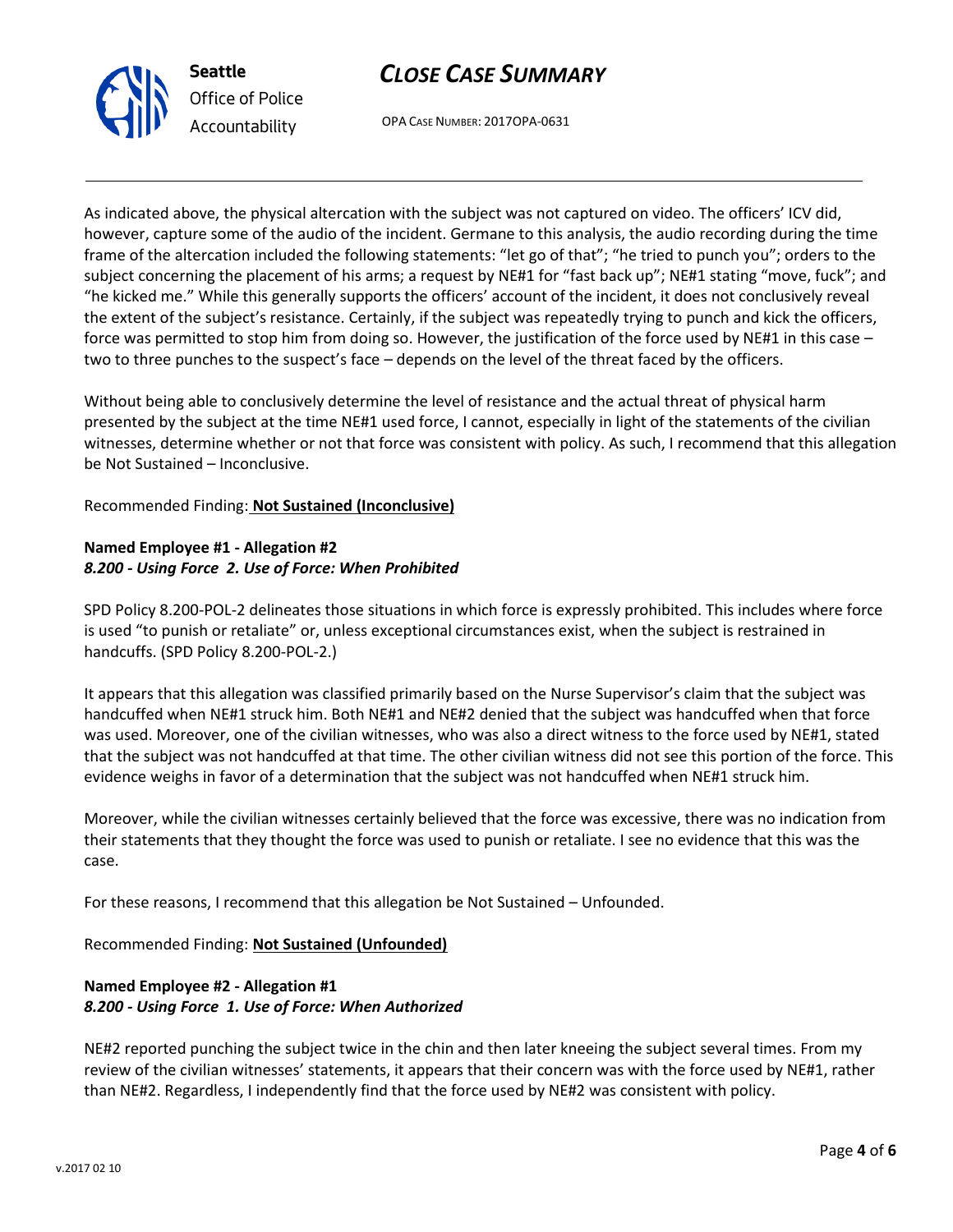As indicated above, the physical altercation with the subject was not captured on video. The officers' ICV did, however, capture some of the audio of the incident. Germane to this analysis, the audio recording during the time frame of the altercation included the following statements: "let go of that"; "he tried to punch you"; orders to the subject concerning the placement of his arms; a request by NE#1 for "fast back up"; NE#1 stating "move, fuck"; and "he kicked me." While this generally supports the officers' account of the incident, it does not conclusively reveal the extent of the subject's resistance. Certainly, if the subject was repeatedly trying to punch and kick the officers, force was permitted to stop him from doing so. However, the justification of the force used by NE#1 in this case – two to three punches to the suspect's face – depends on the level of the threat faced by the officers.

Without being able to conclusively determine the level of resistance and the actual threat of physical harm presented by the subject at the time NE#1 used force, I cannot, especially in light of the statements of the civilian witnesses, determine whether or not that force was consistent with policy. As such, I recommend that this allegation be Not Sustained – Inconclusive.

Recommended Finding: **Not Sustained (Inconclusive)**

**Named Employee #1 - Allegation #2**
***8.200 - Using Force 2. Use of Force: When Prohibited***

SPD Policy 8.200-POL-2 delineates those situations in which force is expressly prohibited. This includes where force is used "to punish or retaliate" or, unless exceptional circumstances exist, when the subject is restrained in handcuffs. (SPD Policy 8.200-POL-2.)

It appears that this allegation was classified primarily based on the Nurse Supervisor's claim that the subject was handcuffed when NE#1 struck him. Both NE#1 and NE#2 denied that the subject was handcuffed when that force was used. Moreover, one of the civilian witnesses, who was also a direct witness to the force used by NE#1, stated that the subject was not handcuffed at that time. The other civilian witness did not see this portion of the force. This evidence weighs in favor of a determination that the subject was not handcuffed when NE#1 struck him.

Moreover, while the civilian witnesses certainly believed that the force was excessive, there was no indication from their statements that they thought the force was used to punish or retaliate. I see no evidence that this was the case.

For these reasons, I recommend that this allegation be Not Sustained – Unfounded.

Recommended Finding: **Not Sustained (Unfounded)**

**Named Employee #2 - Allegation #1**
***8.200 - Using Force 1. Use of Force: When Authorized***

NE#2 reported punching the subject twice in the chin and then later kneeing the subject several times. From my review of the civilian witnesses' statements, it appears that their concern was with the force used by NE#1, rather than NE#2. Regardless, I independently find that the force used by NE#2 was consistent with policy.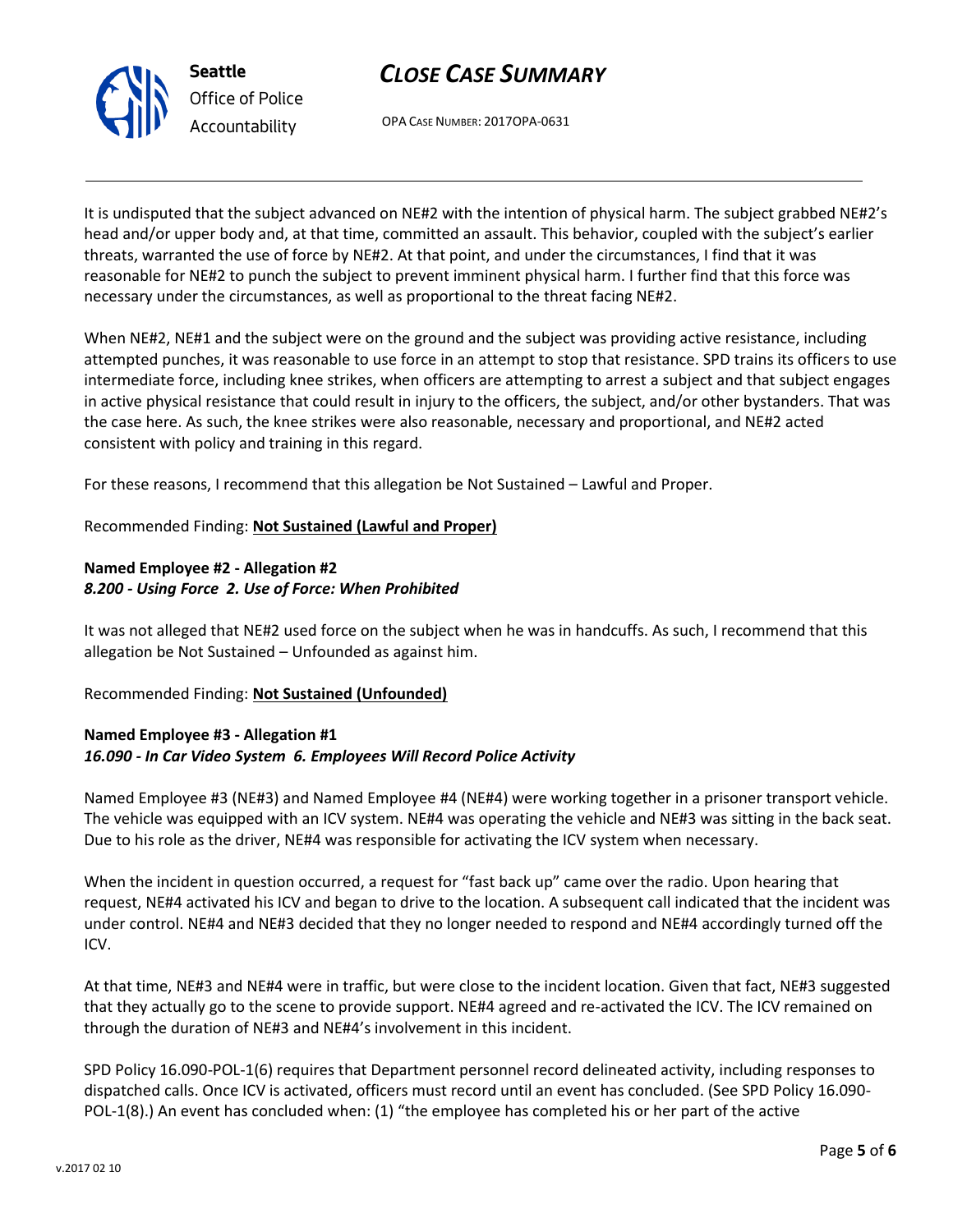It is undisputed that the subject advanced on NE#2 with the intention of physical harm. The subject grabbed NE#2's head and/or upper body and, at that time, committed an assault. This behavior, coupled with the subject's earlier threats, warranted the use of force by NE#2. At that point, and under the circumstances, I find that it was reasonable for NE#2 to punch the subject to prevent imminent physical harm. I further find that this force was necessary under the circumstances, as well as proportional to the threat facing NE#2.

When NE#2, NE#1 and the subject were on the ground and the subject was providing active resistance, including attempted punches, it was reasonable to use force in an attempt to stop that resistance. SPD trains its officers to use intermediate force, including knee strikes, when officers are attempting to arrest a subject and that subject engages in active physical resistance that could result in injury to the officers, the subject, and/or other bystanders. That was the case here. As such, the knee strikes were also reasonable, necessary and proportional, and NE#2 acted consistent with policy and training in this regard.

For these reasons, I recommend that this allegation be Not Sustained – Lawful and Proper.

Recommended Finding: **Not Sustained (Lawful and Proper)**

**Named Employee #2 - Allegation #2**
***8.200 - Using Force 2. Use of Force: When Prohibited***

It was not alleged that NE#2 used force on the subject when he was in handcuffs. As such, I recommend that this allegation be Not Sustained – Unfounded as against him.

Recommended Finding: **Not Sustained (Unfounded)**

**Named Employee #3 - Allegation #1**
***16.090 - In Car Video System 6. Employees Will Record Police Activity***

Named Employee #3 (NE#3) and Named Employee #4 (NE#4) were working together in a prisoner transport vehicle. The vehicle was equipped with an ICV system. NE#4 was operating the vehicle and NE#3 was sitting in the back seat. Due to his role as the driver, NE#4 was responsible for activating the ICV system when necessary.

When the incident in question occurred, a request for "fast back up" came over the radio. Upon hearing that request, NE#4 activated his ICV and began to drive to the location. A subsequent call indicated that the incident was under control. NE#4 and NE#3 decided that they no longer needed to respond and NE#4 accordingly turned off the ICV.

At that time, NE#3 and NE#4 were in traffic, but were close to the incident location. Given that fact, NE#3 suggested that they actually go to the scene to provide support. NE#4 agreed and re-activated the ICV. The ICV remained on through the duration of NE#3 and NE#4's involvement in this incident.

SPD Policy 16.090-POL-1(6) requires that Department personnel record delineated activity, including responses to dispatched calls. Once ICV is activated, officers must record until an event has concluded. (See SPD Policy 16.090-POL-1(8).) An event has concluded when: (1) "the employee has completed his or her part of the active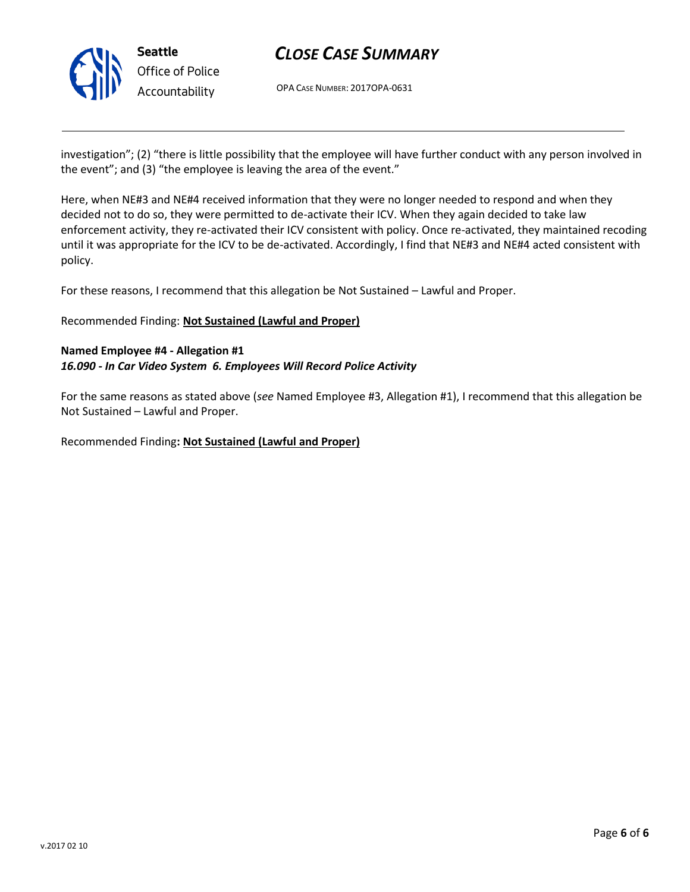investigation"; (2) "there is little possibility that the employee will have further conduct with any person involved in the event"; and (3) "the employee is leaving the area of the event."

Here, when NE#3 and NE#4 received information that they were no longer needed to respond and when they decided not to do so, they were permitted to de-activate their ICV. When they again decided to take law enforcement activity, they re-activated their ICV consistent with policy. Once re-activated, they maintained recoding until it was appropriate for the ICV to be de-activated. Accordingly, I find that NE#3 and NE#4 acted consistent with policy.

For these reasons, I recommend that this allegation be Not Sustained – Lawful and Proper.

Recommended Finding: **Not Sustained (Lawful and Proper)**

**Named Employee #4 - Allegation #1**
***16.090 - In Car Video System 6. Employees Will Record Police Activity***

For the same reasons as stated above (*see* Named Employee #3, Allegation #1), I recommend that this allegation be Not Sustained – Lawful and Proper.

Recommended Finding**: Not Sustained (Lawful and Proper)**